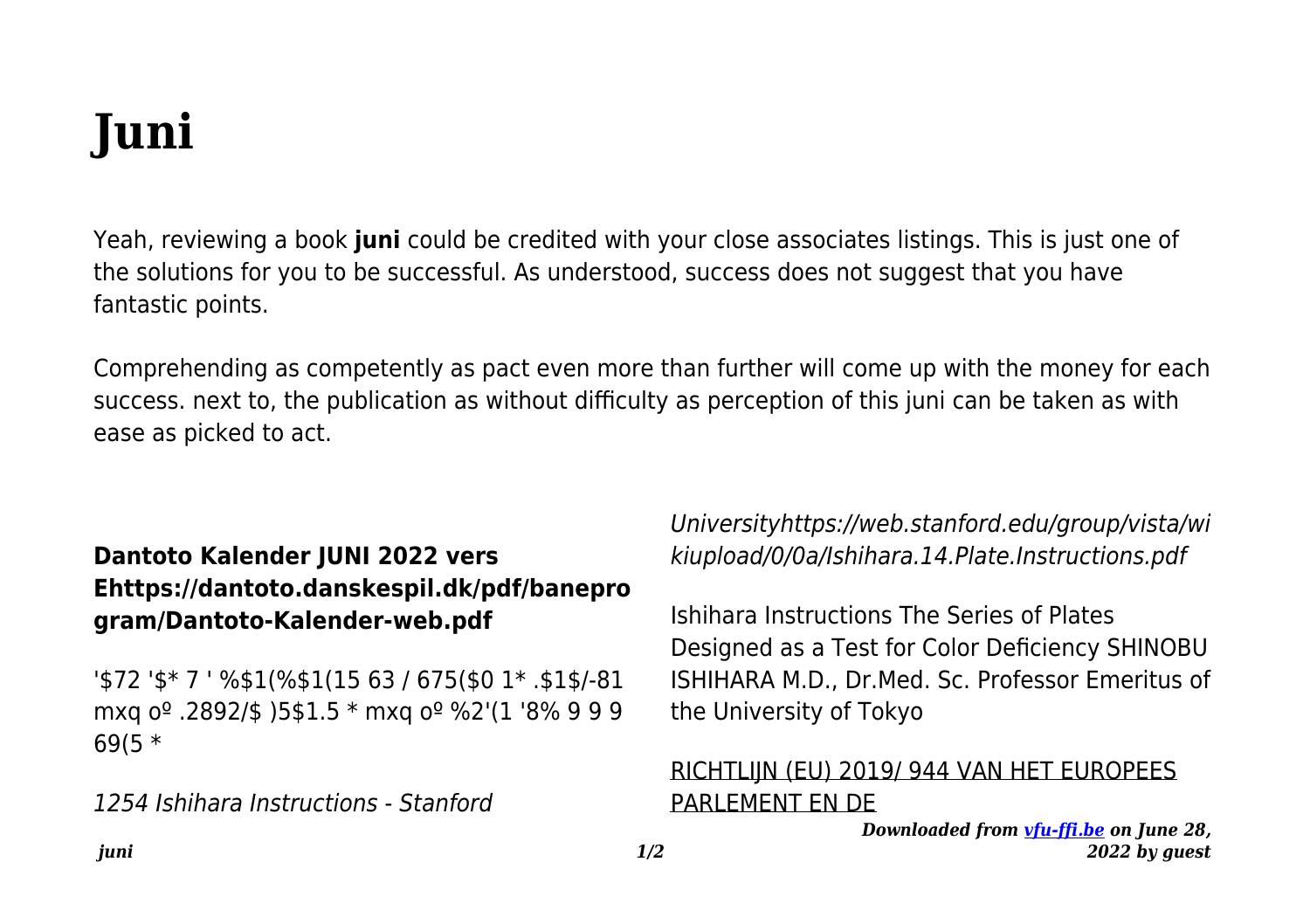# Juni

Yeah, reviewing a book **juni** could be credited with your close associates listings. This is just one of the solutions for you to be successful. As understood, success does not suggest that you have fantastic points.

Comprehending as competently as pact even more than further will come up with the money for each success. next to, the publication as without difficulty as perception of this juni can be taken as with ease as picked to act.

### Dantoto Kalender JUNI 2022 vers Ehttps://dantoto.danskespil.dk/pdf/baneprogram/Dantoto-Kalender-web.pdf

'$72 '$* 7 ' %$1(%$1(15 63 / 675($0 1* .$1$/-81 mxq oº .2892/$ )5$1.5 * mxq oº %2'(1 '8% 9 9 9 69(5 *

*1254 Ishihara Instructions - Stanford Universityhttps://web.stanford.edu/group/vista/wikiupload/0/0a/Ishihara.14.Plate.Instructions.pdf*

Ishihara Instructions The Series of Plates Designed as a Test for Color Deficiency SHINOBU ISHIHARA M.D., Dr.Med. Sc. Professor Emeritus of the University of Tokyo

RICHTLIJN (EU) 2019/ 944 VAN HET EUROPEES PARLEMENT EN DE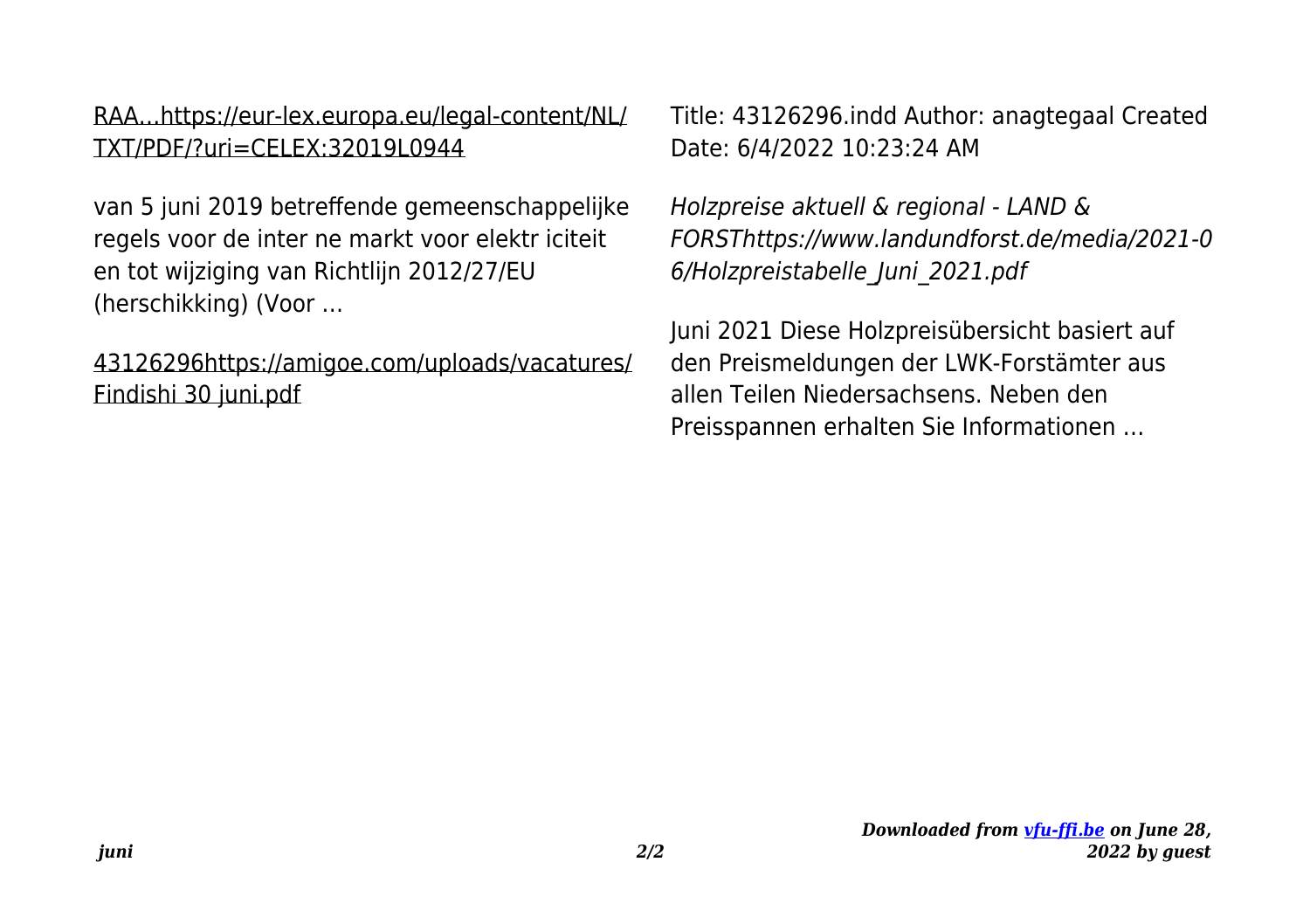RAA...https://eur-lex.europa.eu/legal-content/NL/TXT/PDF/?uri=CELEX:32019L0944

van 5 juni 2019 betreffende gemeenschappelijke regels voor de inter ne markt voor elektr iciteit en tot wijziging van Richtlijn 2012/27/EU (herschikking) (Voor …

43126296https://amigoe.com/uploads/vacatures/Findishi 30 juni.pdf

Title: 43126296.indd Author: anagtegaal Created Date: 6/4/2022 10:23:24 AM

*Holzpreise aktuell & regional - LAND & FORSThttps://www.landundforst.de/media/2021-06/Holzpreistabelle_Juni_2021.pdf*

Juni 2021 Diese Holzpreisübersicht basiert auf den Preismeldungen der LWK-Forstämter aus allen Teilen Niedersachsens. Neben den Preisspannen erhalten Sie Informationen …